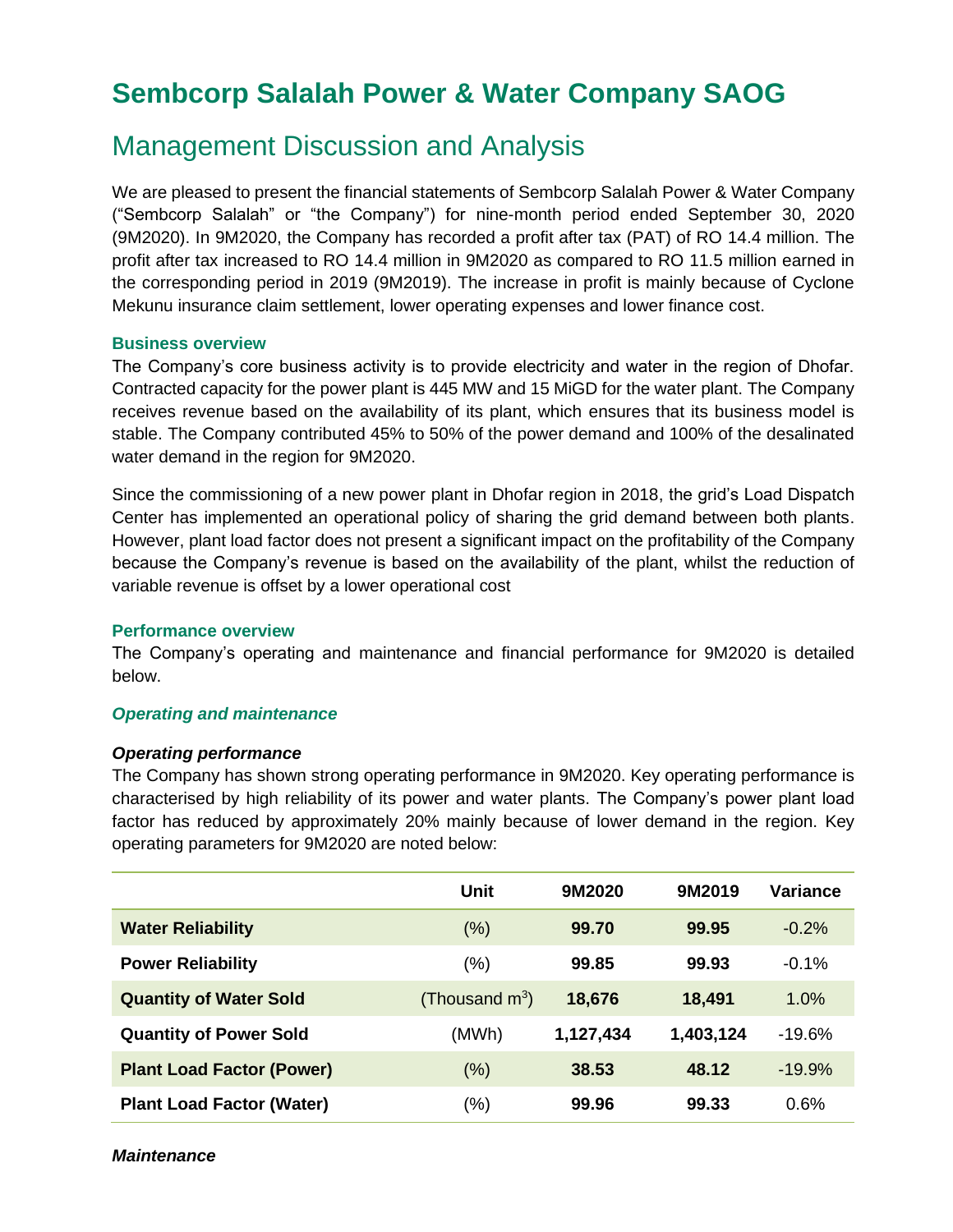# Sembcorp Salalah Power & Water Company SAOG

## Management Discussion and Analysis

We are pleased to present the financial statements of Sembcorp Salalah Power & Water Company ("Sembcorp Salalah" or "the Company") for nine-month period ended September 30, 2020 (9M2020). In 9M2020, the Company has recorded a profit after tax (PAT) of RO 14.4 million. The profit after tax increased to RO 14.4 million in 9M2020 as compared to RO 11.5 million earned in the corresponding period in 2019 (9M2019). The increase in profit is mainly because of Cyclone Mekunu insurance claim settlement, lower operating expenses and lower finance cost.

### Business overview

The Company's core business activity is to provide electricity and water in the region of Dhofar. Contracted capacity for the power plant is 445 MW and 15 MiGD for the water plant. The Company receives revenue based on the availability of its plant, which ensures that its business model is stable. The Company contributed 45% to 50% of the power demand and 100% of the desalinated water demand in the region for 9M2020.

Since the commissioning of a new power plant in Dhofar region in 2018, the grid's Load Dispatch Center has implemented an operational policy of sharing the grid demand between both plants. However, plant load factor does not present a significant impact on the profitability of the Company because the Company's revenue is based on the availability of the plant, whilst the reduction of variable revenue is offset by a lower operational cost

### Performance overview

The Company's operating and maintenance and financial performance for 9M2020 is detailed below.

#### *Operating and maintenance*

***Operating performance***

The Company has shown strong operating performance in 9M2020. Key operating performance is characterised by high reliability of its power and water plants. The Company's power plant load factor has reduced by approximately 20% mainly because of lower demand in the region. Key operating parameters for 9M2020 are noted below:

| | Unit | 9M2020 | 9M2019 | Variance |
|---|---|---|---|---|
| **Water Reliability** | (%) | **99.70** | **99.95** | -0.2% |
| **Power Reliability** | (%) | **99.85** | **99.93** | -0.1% |
| **Quantity of Water Sold** | (Thousand $m^3$) | **18,676** | **18,491** | 1.0% |
| **Quantity of Power Sold** | (MWh) | **1,127,434** | **1,403,124** | -19.6% |
| **Plant Load Factor (Power)** | (%) | **38.53** | **48.12** | -19.9% |
| **Plant Load Factor (Water)** | (%) | **99.96** | **99.33** | 0.6% |

***Maintenance***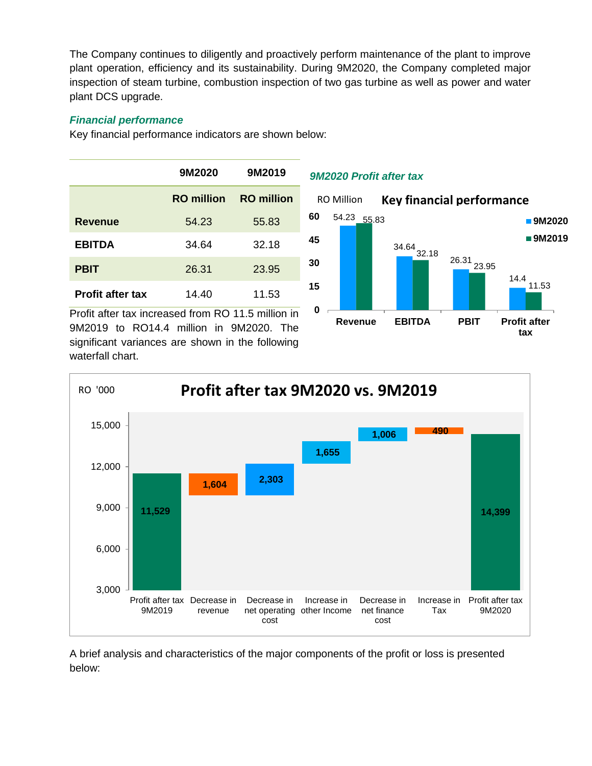The Company continues to diligently and proactively perform maintenance of the plant to improve plant operation, efficiency and its sustainability. During 9M2020, the Company completed major inspection of steam turbine, combustion inspection of two gas turbine as well as power and water plant DCS upgrade.

### *Financial performance*

Key financial performance indicators are shown below:

| | 9M2020 | 9M2019 |
|---|---|---|
| | **RO million** | **RO million** |
| **Revenue** | 54.23 | 55.83 |
| **EBITDA** | 34.64 | 32.18 |
| **PBIT** | 26.31 | 23.95 |
| **Profit after tax** | 14.40 | 11.53 |

*9M2020 Profit after tax*

RO Million

Key financial performance

9M2020
9M2019

60
45
30
15
0

54.23 55.83
34.64 32.18
26.31 23.95
14.4 11.53

Revenue
EBITDA
PBIT
Profit after tax

Profit after tax increased from RO 11.5 million in 9M2019 to RO14.4 million in 9M2020. The significant variances are shown in the following waterfall chart.

RO '000

Profit after tax 9M2020 vs. 9M2019

15,000
12,000
9,000
6,000
3,000

11,529
1,604
2,303
1,655
1,006
490
14,399

Profit after tax 9M2019
Decrease in revenue
Decrease in net operating cost
Increase in other Income
Decrease in net finance cost
Increase in Tax
Profit after tax 9M2020

A brief analysis and characteristics of the major components of the profit or loss is presented below: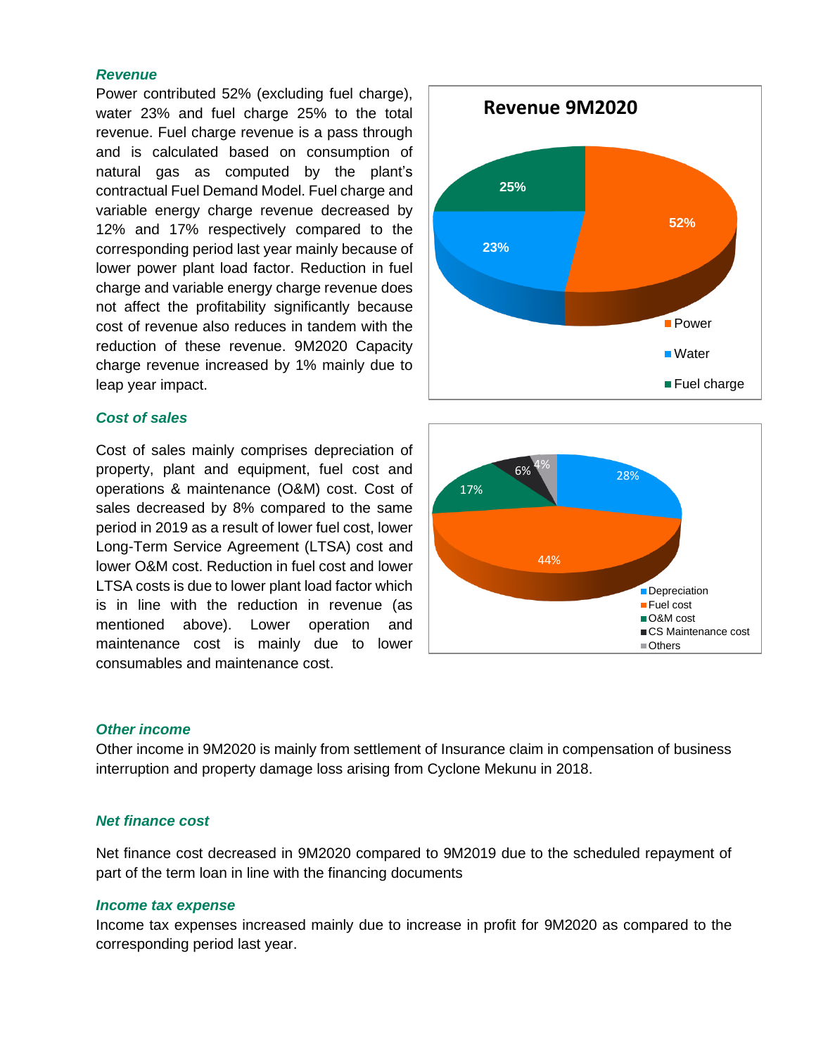### *Revenue*

Power contributed 52% (excluding fuel charge), water 23% and fuel charge 25% to the total revenue. Fuel charge revenue is a pass through and is calculated based on consumption of natural gas as computed by the plant's contractual Fuel Demand Model. Fuel charge and variable energy charge revenue decreased by 12% and 17% respectively compared to the corresponding period last year mainly because of lower power plant load factor. Reduction in fuel charge and variable energy charge revenue does not affect the profitability significantly because cost of revenue also reduces in tandem with the reduction of these revenue. 9M2020 Capacity charge revenue increased by 1% mainly due to leap year impact.

Revenue 9M2020

52%
23%
25%

Power
Water
Fuel charge

### *Cost of sales*

Cost of sales mainly comprises depreciation of property, plant and equipment, fuel cost and operations & maintenance (O&M) cost. Cost of sales decreased by 8% compared to the same period in 2019 as a result of lower fuel cost, lower Long-Term Service Agreement (LTSA) cost and lower O&M cost. Reduction in fuel cost and lower LTSA costs is due to lower plant load factor which is in line with the reduction in revenue (as mentioned above). Lower operation and maintenance cost is mainly due to lower consumables and maintenance cost.

28%
44%
17%
6%
4%

Depreciation
Fuel cost
O&M cost
CS Maintenance cost
Others

### *Other income*

Other income in 9M2020 is mainly from settlement of Insurance claim in compensation of business interruption and property damage loss arising from Cyclone Mekunu in 2018.

### *Net finance cost*

Net finance cost decreased in 9M2020 compared to 9M2019 due to the scheduled repayment of part of the term loan in line with the financing documents

### *Income tax expense*

Income tax expenses increased mainly due to increase in profit for 9M2020 as compared to the corresponding period last year.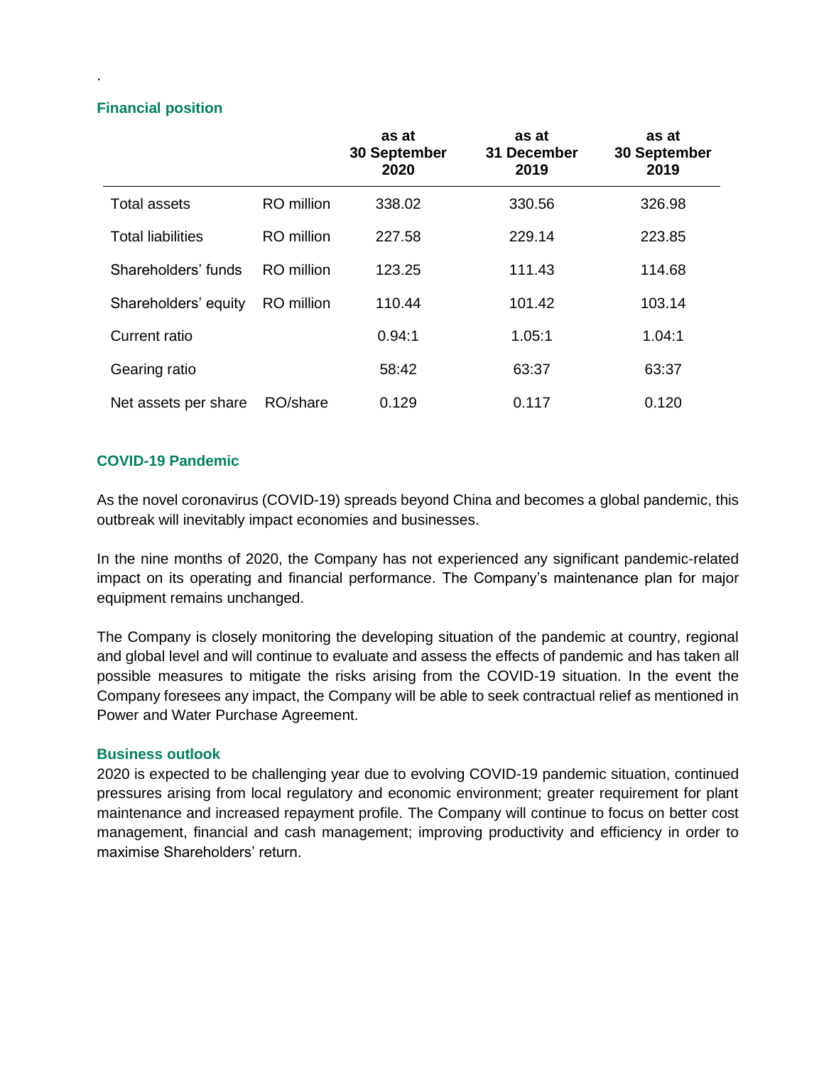.

## Financial position

| | | as at 30 September 2020 | as at 31 December 2019 | as at 30 September 2019 |
|---|---|---|---|---|
| Total assets | RO million | 338.02 | 330.56 | 326.98 |
| Total liabilities | RO million | 227.58 | 229.14 | 223.85 |
| Shareholders' funds | RO million | 123.25 | 111.43 | 114.68 |
| Shareholders' equity | RO million | 110.44 | 101.42 | 103.14 |
| Current ratio | | 0.94:1 | 1.05:1 | 1.04:1 |
| Gearing ratio | | 58:42 | 63:37 | 63:37 |
| Net assets per share | RO/share | 0.129 | 0.117 | 0.120 |

## COVID-19 Pandemic

As the novel coronavirus (COVID-19) spreads beyond China and becomes a global pandemic, this outbreak will inevitably impact economies and businesses.

In the nine months of 2020, the Company has not experienced any significant pandemic-related impact on its operating and financial performance. The Company's maintenance plan for major equipment remains unchanged.

The Company is closely monitoring the developing situation of the pandemic at country, regional and global level and will continue to evaluate and assess the effects of pandemic and has taken all possible measures to mitigate the risks arising from the COVID-19 situation. In the event the Company foresees any impact, the Company will be able to seek contractual relief as mentioned in Power and Water Purchase Agreement.

## Business outlook

2020 is expected to be challenging year due to evolving COVID-19 pandemic situation, continued pressures arising from local regulatory and economic environment; greater requirement for plant maintenance and increased repayment profile. The Company will continue to focus on better cost management, financial and cash management; improving productivity and efficiency in order to maximise Shareholders' return.